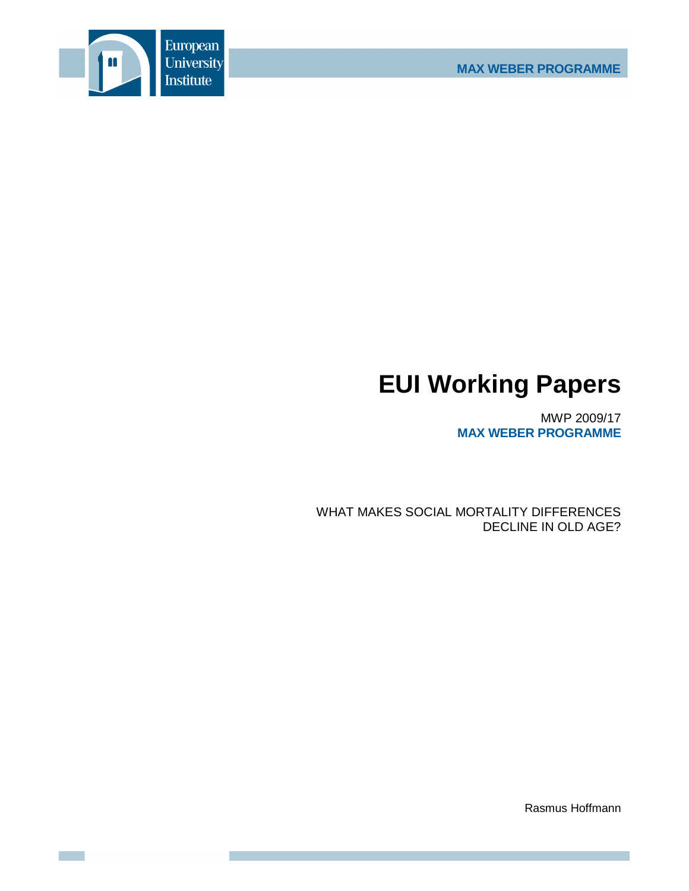European University Institute

MAX WEBER PROGRAMME

# EUI Working Papers

MWP 2009/17
**MAX WEBER PROGRAMME**

WHAT MAKES SOCIAL MORTALITY DIFFERENCES DECLINE IN OLD AGE?

Rasmus Hoffmann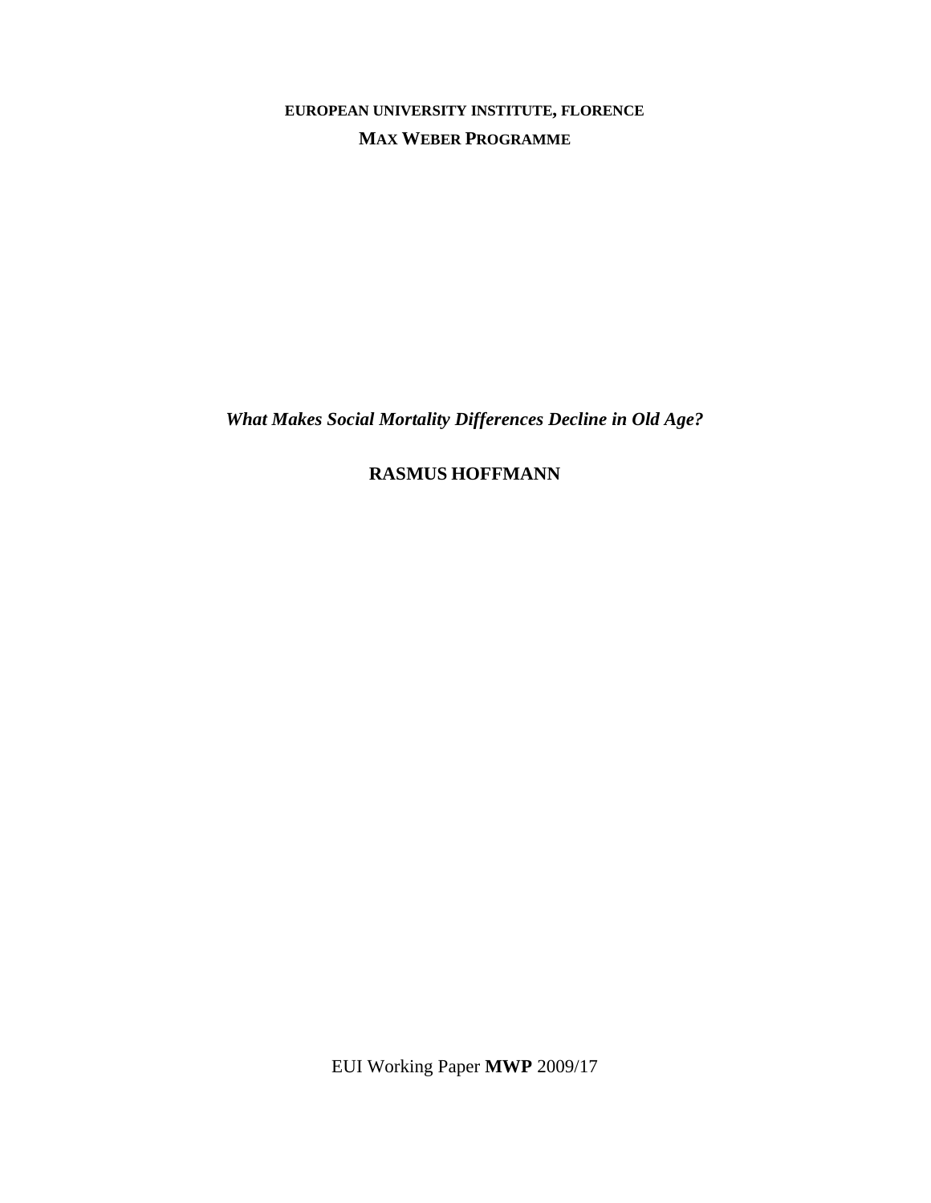**EUROPEAN UNIVERSITY INSTITUTE, FLORENCE**

**MAX WEBER PROGRAMME**

***What Makes Social Mortality Differences Decline in Old Age?***

**RASMUS HOFFMANN**

EUI Working Paper **MWP** 2009/17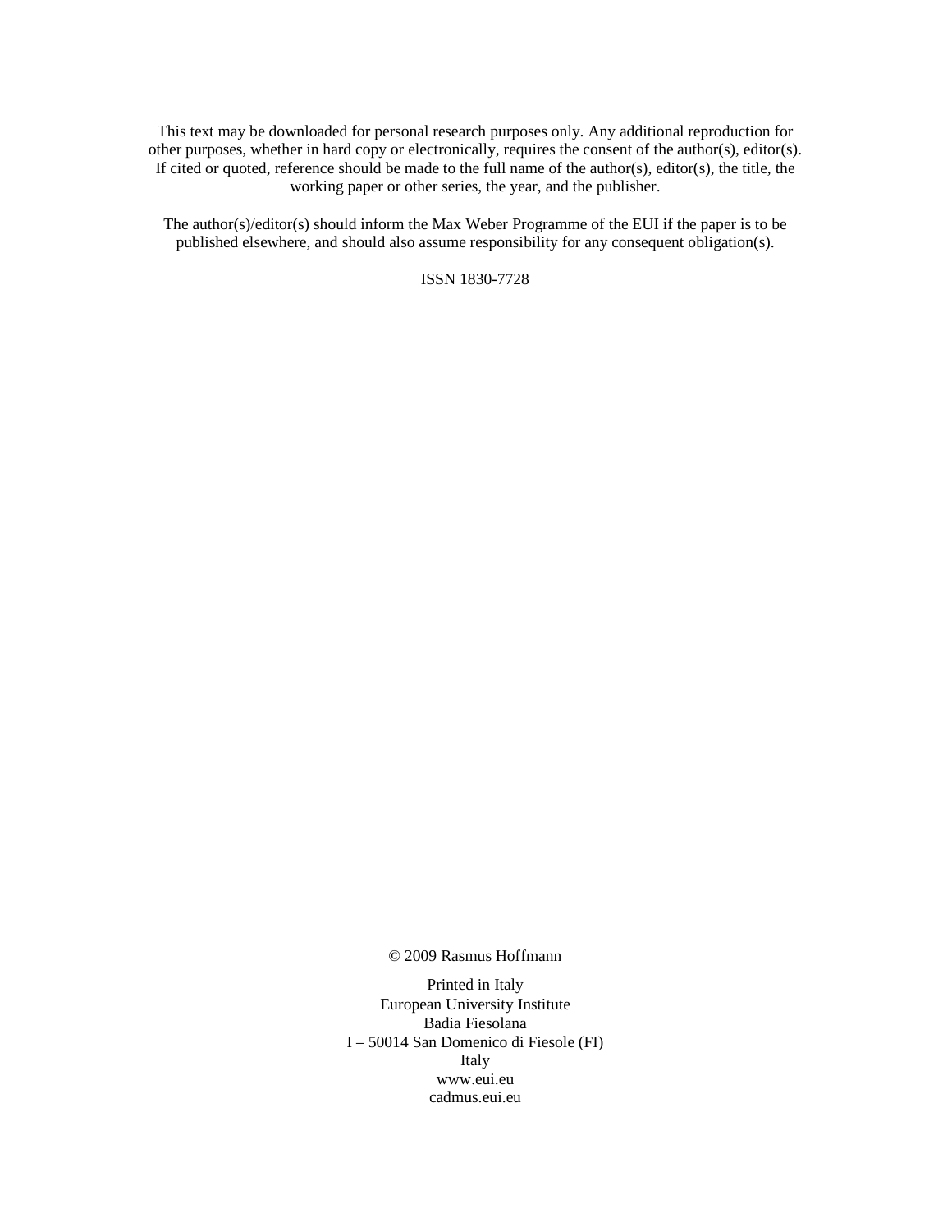This text may be downloaded for personal research purposes only. Any additional reproduction for other purposes, whether in hard copy or electronically, requires the consent of the author(s), editor(s). If cited or quoted, reference should be made to the full name of the author(s), editor(s), the title, the working paper or other series, the year, and the publisher.

The author(s)/editor(s) should inform the Max Weber Programme of the EUI if the paper is to be published elsewhere, and should also assume responsibility for any consequent obligation(s).

ISSN 1830-7728

© 2009 Rasmus Hoffmann

Printed in Italy
European University Institute
Badia Fiesolana
I – 50014 San Domenico di Fiesole (FI)
Italy
www.eui.eu
cadmus.eui.eu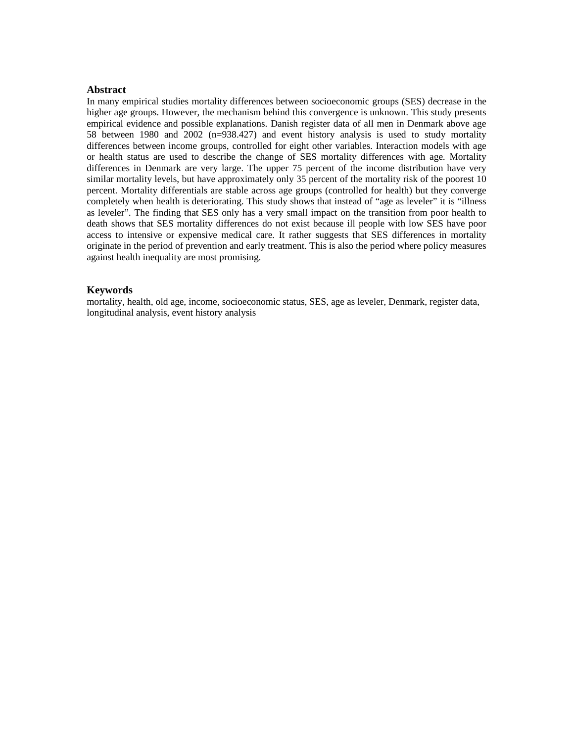## Abstract

In many empirical studies mortality differences between socioeconomic groups (SES) decrease in the higher age groups. However, the mechanism behind this convergence is unknown. This study presents empirical evidence and possible explanations. Danish register data of all men in Denmark above age 58 between 1980 and 2002 (n=938.427) and event history analysis is used to study mortality differences between income groups, controlled for eight other variables. Interaction models with age or health status are used to describe the change of SES mortality differences with age. Mortality differences in Denmark are very large. The upper 75 percent of the income distribution have very similar mortality levels, but have approximately only 35 percent of the mortality risk of the poorest 10 percent. Mortality differentials are stable across age groups (controlled for health) but they converge completely when health is deteriorating. This study shows that instead of "age as leveler" it is "illness as leveler". The finding that SES only has a very small impact on the transition from poor health to death shows that SES mortality differences do not exist because ill people with low SES have poor access to intensive or expensive medical care. It rather suggests that SES differences in mortality originate in the period of prevention and early treatment. This is also the period where policy measures against health inequality are most promising.

## Keywords

mortality, health, old age, income, socioeconomic status, SES, age as leveler, Denmark, register data, longitudinal analysis, event history analysis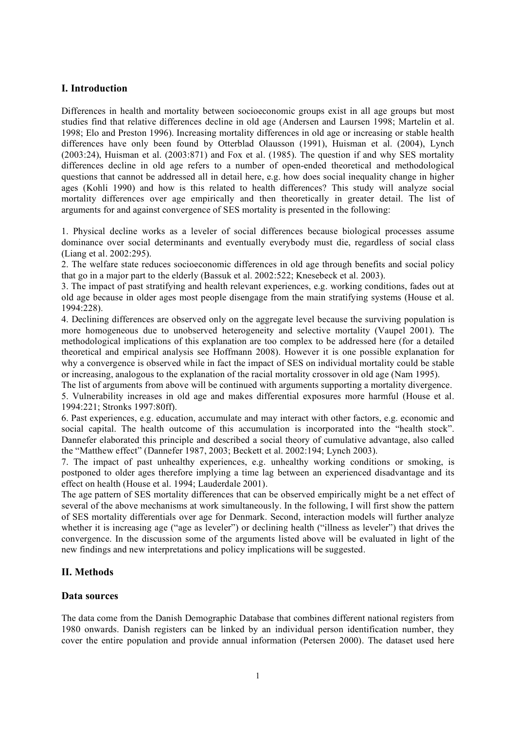## I. Introduction

Differences in health and mortality between socioeconomic groups exist in all age groups but most studies find that relative differences decline in old age (Andersen and Laursen 1998; Martelin et al. 1998; Elo and Preston 1996). Increasing mortality differences in old age or increasing or stable health differences have only been found by Otterblad Olausson (1991), Huisman et al. (2004), Lynch (2003:24), Huisman et al. (2003:871) and Fox et al. (1985). The question if and why SES mortality differences decline in old age refers to a number of open-ended theoretical and methodological questions that cannot be addressed all in detail here, e.g. how does social inequality change in higher ages (Kohli 1990) and how is this related to health differences? This study will analyze social mortality differences over age empirically and then theoretically in greater detail. The list of arguments for and against convergence of SES mortality is presented in the following:

1. Physical decline works as a leveler of social differences because biological processes assume dominance over social determinants and eventually everybody must die, regardless of social class (Liang et al. 2002:295).
2. The welfare state reduces socioeconomic differences in old age through benefits and social policy that go in a major part to the elderly (Bassuk et al. 2002:522; Knesebeck et al. 2003).
3. The impact of past stratifying and health relevant experiences, e.g. working conditions, fades out at old age because in older ages most people disengage from the main stratifying systems (House et al. 1994:228).
4. Declining differences are observed only on the aggregate level because the surviving population is more homogeneous due to unobserved heterogeneity and selective mortality (Vaupel 2001). The methodological implications of this explanation are too complex to be addressed here (for a detailed theoretical and empirical analysis see Hoffmann 2008). However it is one possible explanation for why a convergence is observed while in fact the impact of SES on individual mortality could be stable or increasing, analogous to the explanation of the racial mortality crossover in old age (Nam 1995).

The list of arguments from above will be continued with arguments supporting a mortality divergence.

5. Vulnerability increases in old age and makes differential exposures more harmful (House et al. 1994:221; Stronks 1997:80ff).
6. Past experiences, e.g. education, accumulate and may interact with other factors, e.g. economic and social capital. The health outcome of this accumulation is incorporated into the "health stock". Dannefer elaborated this principle and described a social theory of cumulative advantage, also called the "Matthew effect" (Dannefer 1987, 2003; Beckett et al. 2002:194; Lynch 2003).
7. The impact of past unhealthy experiences, e.g. unhealthy working conditions or smoking, is postponed to older ages therefore implying a time lag between an experienced disadvantage and its effect on health (House et al. 1994; Lauderdale 2001).

The age pattern of SES mortality differences that can be observed empirically might be a net effect of several of the above mechanisms at work simultaneously. In the following, I will first show the pattern of SES mortality differentials over age for Denmark. Second, interaction models will further analyze whether it is increasing age ("age as leveler") or declining health ("illness as leveler") that drives the convergence. In the discussion some of the arguments listed above will be evaluated in light of the new findings and new interpretations and policy implications will be suggested.

## II. Methods

### Data sources

The data come from the Danish Demographic Database that combines different national registers from 1980 onwards. Danish registers can be linked by an individual person identification number, they cover the entire population and provide annual information (Petersen 2000). The dataset used here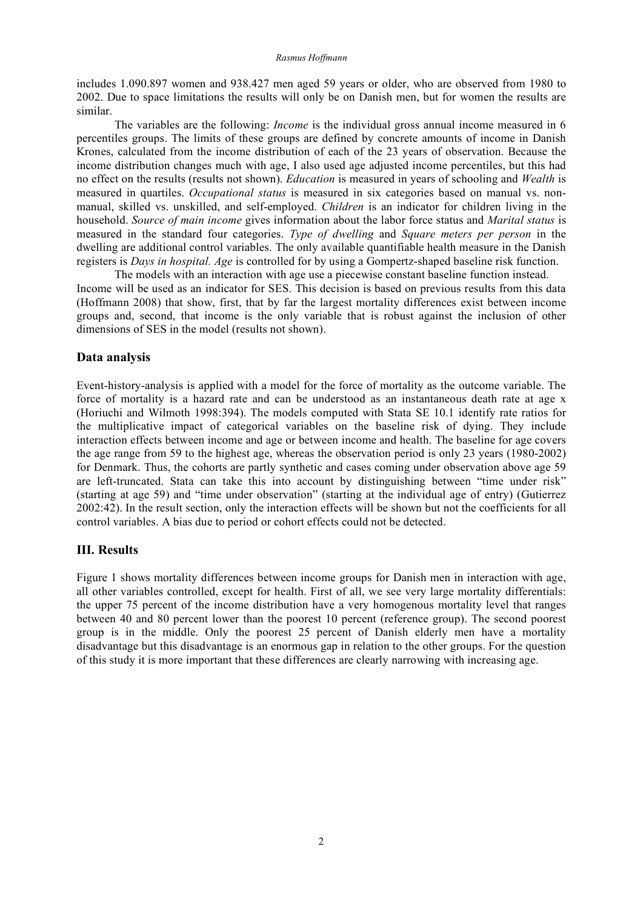includes 1.090.897 women and 938.427 men aged 59 years or older, who are observed from 1980 to 2002. Due to space limitations the results will only be on Danish men, but for women the results are similar.

The variables are the following: *Income* is the individual gross annual income measured in 6 percentiles groups. The limits of these groups are defined by concrete amounts of income in Danish Krones, calculated from the income distribution of each of the 23 years of observation. Because the income distribution changes much with age, I also used age adjusted income percentiles, but this had no effect on the results (results not shown). *Education* is measured in years of schooling and *Wealth* is measured in quartiles. *Occupational status* is measured in six categories based on manual vs. non-manual, skilled vs. unskilled, and self-employed. *Children* is an indicator for children living in the household. *Source of main income* gives information about the labor force status and *Marital status* is measured in the standard four categories. *Type of dwelling* and *Square meters per person* in the dwelling are additional control variables. The only available quantifiable health measure in the Danish registers is *Days in hospital. Age* is controlled for by using a Gompertz-shaped baseline risk function.

The models with an interaction with age use a piecewise constant baseline function instead. Income will be used as an indicator for SES. This decision is based on previous results from this data (Hoffmann 2008) that show, first, that by far the largest mortality differences exist between income groups and, second, that income is the only variable that is robust against the inclusion of other dimensions of SES in the model (results not shown).

## Data analysis

Event-history-analysis is applied with a model for the force of mortality as the outcome variable. The force of mortality is a hazard rate and can be understood as an instantaneous death rate at age x (Horiuchi and Wilmoth 1998:394). The models computed with Stata SE 10.1 identify rate ratios for the multiplicative impact of categorical variables on the baseline risk of dying. They include interaction effects between income and age or between income and health. The baseline for age covers the age range from 59 to the highest age, whereas the observation period is only 23 years (1980-2002) for Denmark. Thus, the cohorts are partly synthetic and cases coming under observation above age 59 are left-truncated. Stata can take this into account by distinguishing between "time under risk" (starting at age 59) and "time under observation" (starting at the individual age of entry) (Gutierrez 2002:42). In the result section, only the interaction effects will be shown but not the coefficients for all control variables. A bias due to period or cohort effects could not be detected.

## III. Results

Figure 1 shows mortality differences between income groups for Danish men in interaction with age, all other variables controlled, except for health. First of all, we see very large mortality differentials: the upper 75 percent of the income distribution have a very homogenous mortality level that ranges between 40 and 80 percent lower than the poorest 10 percent (reference group). The second poorest group is in the middle. Only the poorest 25 percent of Danish elderly men have a mortality disadvantage but this disadvantage is an enormous gap in relation to the other groups. For the question of this study it is more important that these differences are clearly narrowing with increasing age.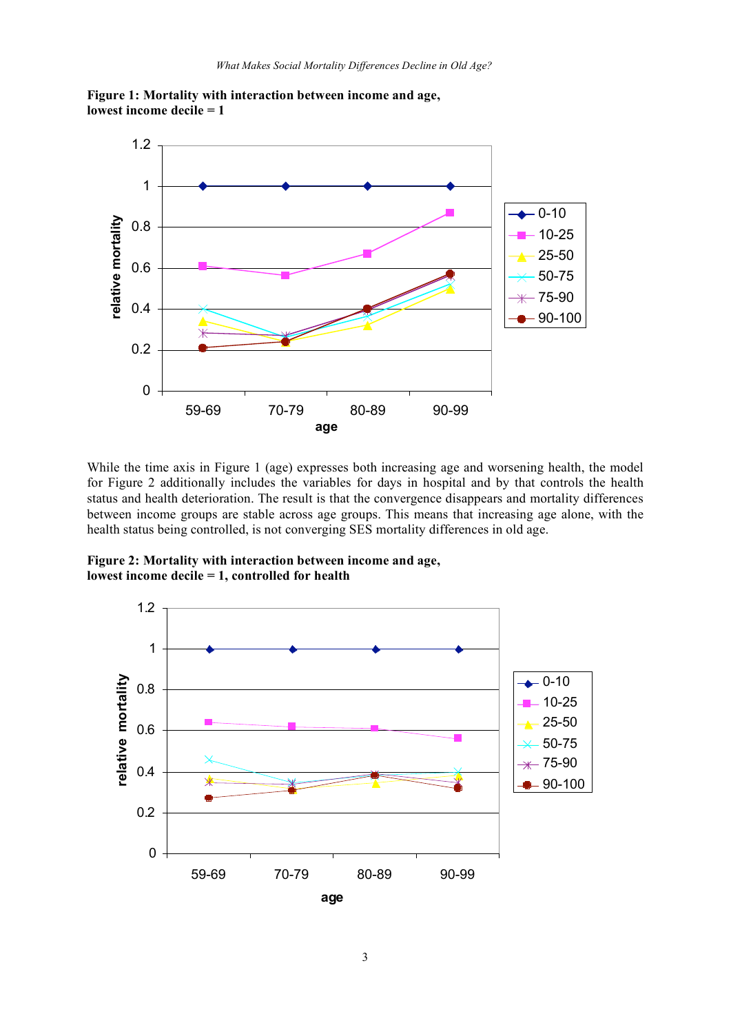**Figure 1: Mortality with interaction between income and age, lowest income decile = 1**

While the time axis in Figure 1 (age) expresses both increasing age and worsening health, the model for Figure 2 additionally includes the variables for days in hospital and by that controls the health status and health deterioration. The result is that the convergence disappears and mortality differences between income groups are stable across age groups. This means that increasing age alone, with the health status being controlled, is not converging SES mortality differences in old age.

**Figure 2: Mortality with interaction between income and age, lowest income decile = 1, controlled for health**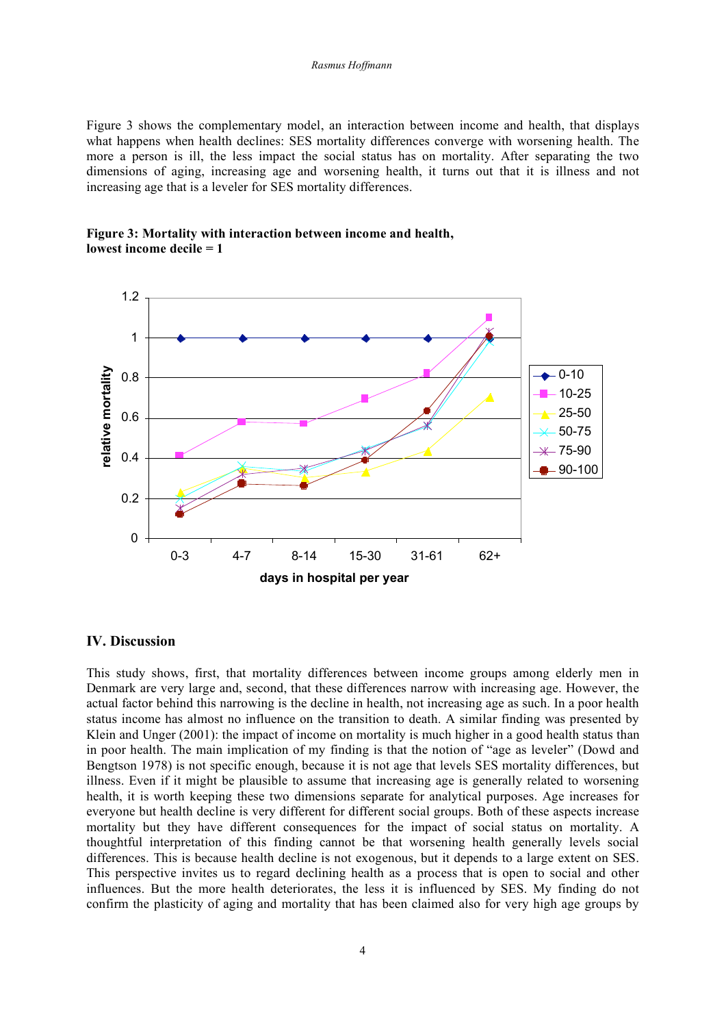Figure 3 shows the complementary model, an interaction between income and health, that displays what happens when health declines: SES mortality differences converge with worsening health. The more a person is ill, the less impact the social status has on mortality. After separating the two dimensions of aging, increasing age and worsening health, it turns out that it is illness and not increasing age that is a leveler for SES mortality differences.

**Figure 3: Mortality with interaction between income and health, lowest income decile = 1**

## IV. Discussion

This study shows, first, that mortality differences between income groups among elderly men in Denmark are very large and, second, that these differences narrow with increasing age. However, the actual factor behind this narrowing is the decline in health, not increasing age as such. In a poor health status income has almost no influence on the transition to death. A similar finding was presented by Klein and Unger (2001): the impact of income on mortality is much higher in a good health status than in poor health. The main implication of my finding is that the notion of "age as leveler" (Dowd and Bengtson 1978) is not specific enough, because it is not age that levels SES mortality differences, but illness. Even if it might be plausible to assume that increasing age is generally related to worsening health, it is worth keeping these two dimensions separate for analytical purposes. Age increases for everyone but health decline is very different for different social groups. Both of these aspects increase mortality but they have different consequences for the impact of social status on mortality. A thoughtful interpretation of this finding cannot be that worsening health generally levels social differences. This is because health decline is not exogenous, but it depends to a large extent on SES. This perspective invites us to regard declining health as a process that is open to social and other influences. But the more health deteriorates, the less it is influenced by SES. My finding do not confirm the plasticity of aging and mortality that has been claimed also for very high age groups by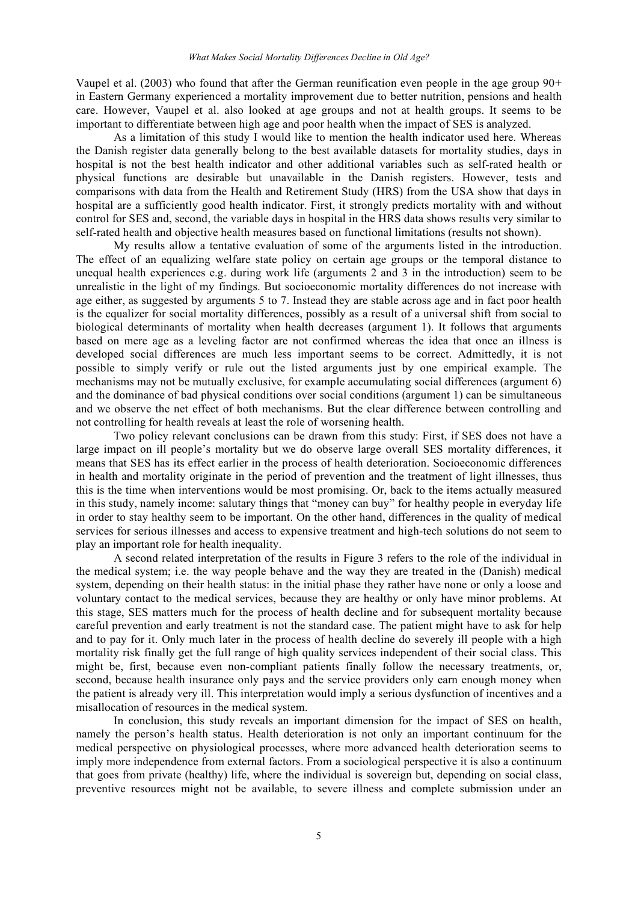Vaupel et al. (2003) who found that after the German reunification even people in the age group 90+ in Eastern Germany experienced a mortality improvement due to better nutrition, pensions and health care. However, Vaupel et al. also looked at age groups and not at health groups. It seems to be important to differentiate between high age and poor health when the impact of SES is analyzed.

As a limitation of this study I would like to mention the health indicator used here. Whereas the Danish register data generally belong to the best available datasets for mortality studies, days in hospital is not the best health indicator and other additional variables such as self-rated health or physical functions are desirable but unavailable in the Danish registers. However, tests and comparisons with data from the Health and Retirement Study (HRS) from the USA show that days in hospital are a sufficiently good health indicator. First, it strongly predicts mortality with and without control for SES and, second, the variable days in hospital in the HRS data shows results very similar to self-rated health and objective health measures based on functional limitations (results not shown).

My results allow a tentative evaluation of some of the arguments listed in the introduction. The effect of an equalizing welfare state policy on certain age groups or the temporal distance to unequal health experiences e.g. during work life (arguments 2 and 3 in the introduction) seem to be unrealistic in the light of my findings. But socioeconomic mortality differences do not increase with age either, as suggested by arguments 5 to 7. Instead they are stable across age and in fact poor health is the equalizer for social mortality differences, possibly as a result of a universal shift from social to biological determinants of mortality when health decreases (argument 1). It follows that arguments based on mere age as a leveling factor are not confirmed whereas the idea that once an illness is developed social differences are much less important seems to be correct. Admittedly, it is not possible to simply verify or rule out the listed arguments just by one empirical example. The mechanisms may not be mutually exclusive, for example accumulating social differences (argument 6) and the dominance of bad physical conditions over social conditions (argument 1) can be simultaneous and we observe the net effect of both mechanisms. But the clear difference between controlling and not controlling for health reveals at least the role of worsening health.

Two policy relevant conclusions can be drawn from this study: First, if SES does not have a large impact on ill people's mortality but we do observe large overall SES mortality differences, it means that SES has its effect earlier in the process of health deterioration. Socioeconomic differences in health and mortality originate in the period of prevention and the treatment of light illnesses, thus this is the time when interventions would be most promising. Or, back to the items actually measured in this study, namely income: salutary things that "money can buy" for healthy people in everyday life in order to stay healthy seem to be important. On the other hand, differences in the quality of medical services for serious illnesses and access to expensive treatment and high-tech solutions do not seem to play an important role for health inequality.

A second related interpretation of the results in Figure 3 refers to the role of the individual in the medical system; i.e. the way people behave and the way they are treated in the (Danish) medical system, depending on their health status: in the initial phase they rather have none or only a loose and voluntary contact to the medical services, because they are healthy or only have minor problems. At this stage, SES matters much for the process of health decline and for subsequent mortality because careful prevention and early treatment is not the standard case. The patient might have to ask for help and to pay for it. Only much later in the process of health decline do severely ill people with a high mortality risk finally get the full range of high quality services independent of their social class. This might be, first, because even non-compliant patients finally follow the necessary treatments, or, second, because health insurance only pays and the service providers only earn enough money when the patient is already very ill. This interpretation would imply a serious dysfunction of incentives and a misallocation of resources in the medical system.

In conclusion, this study reveals an important dimension for the impact of SES on health, namely the person's health status. Health deterioration is not only an important continuum for the medical perspective on physiological processes, where more advanced health deterioration seems to imply more independence from external factors. From a sociological perspective it is also a continuum that goes from private (healthy) life, where the individual is sovereign but, depending on social class, preventive resources might not be available, to severe illness and complete submission under an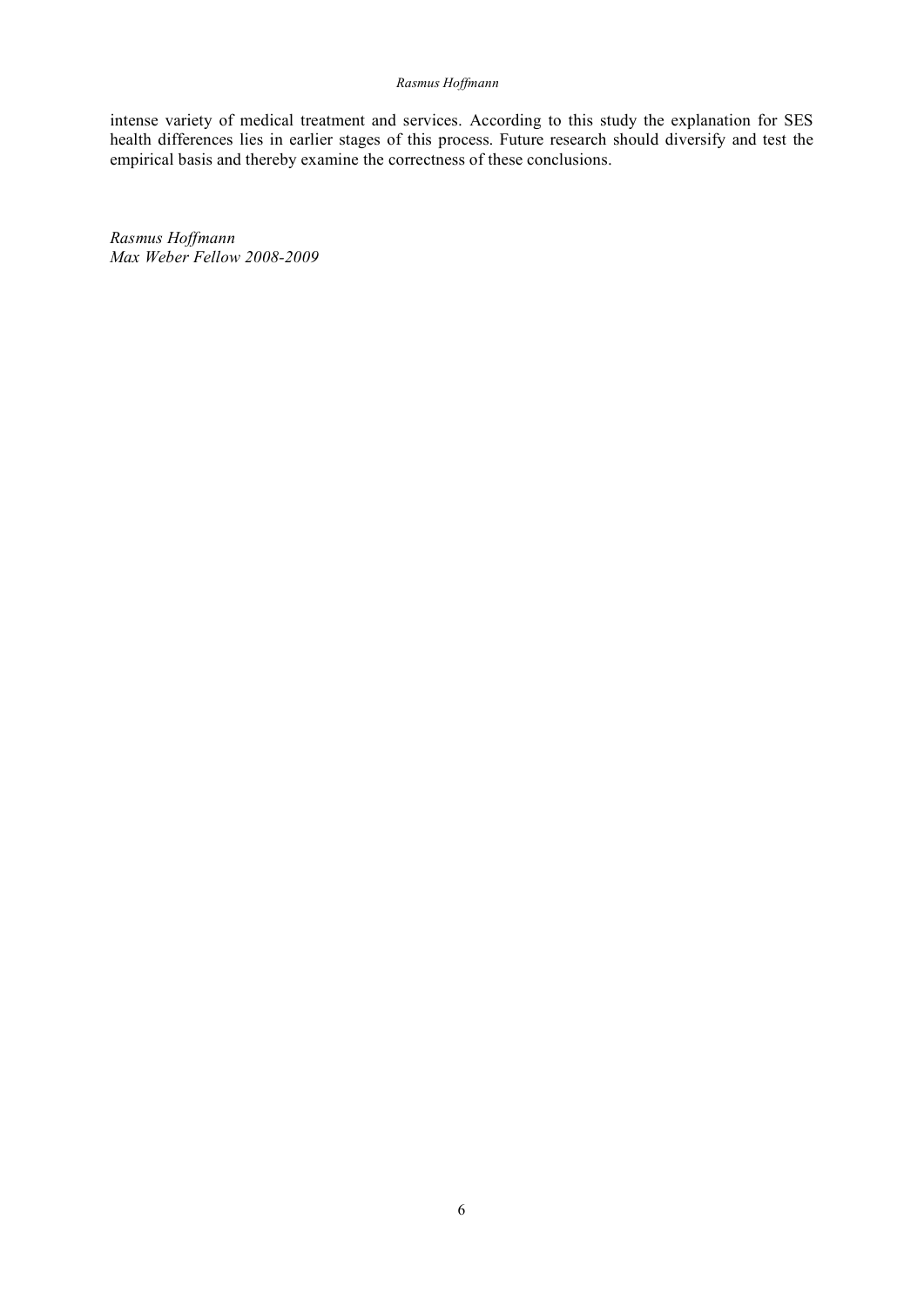intense variety of medical treatment and services. According to this study the explanation for SES health differences lies in earlier stages of this process. Future research should diversify and test the empirical basis and thereby examine the correctness of these conclusions.

*Rasmus Hoffmann*
*Max Weber Fellow 2008-2009*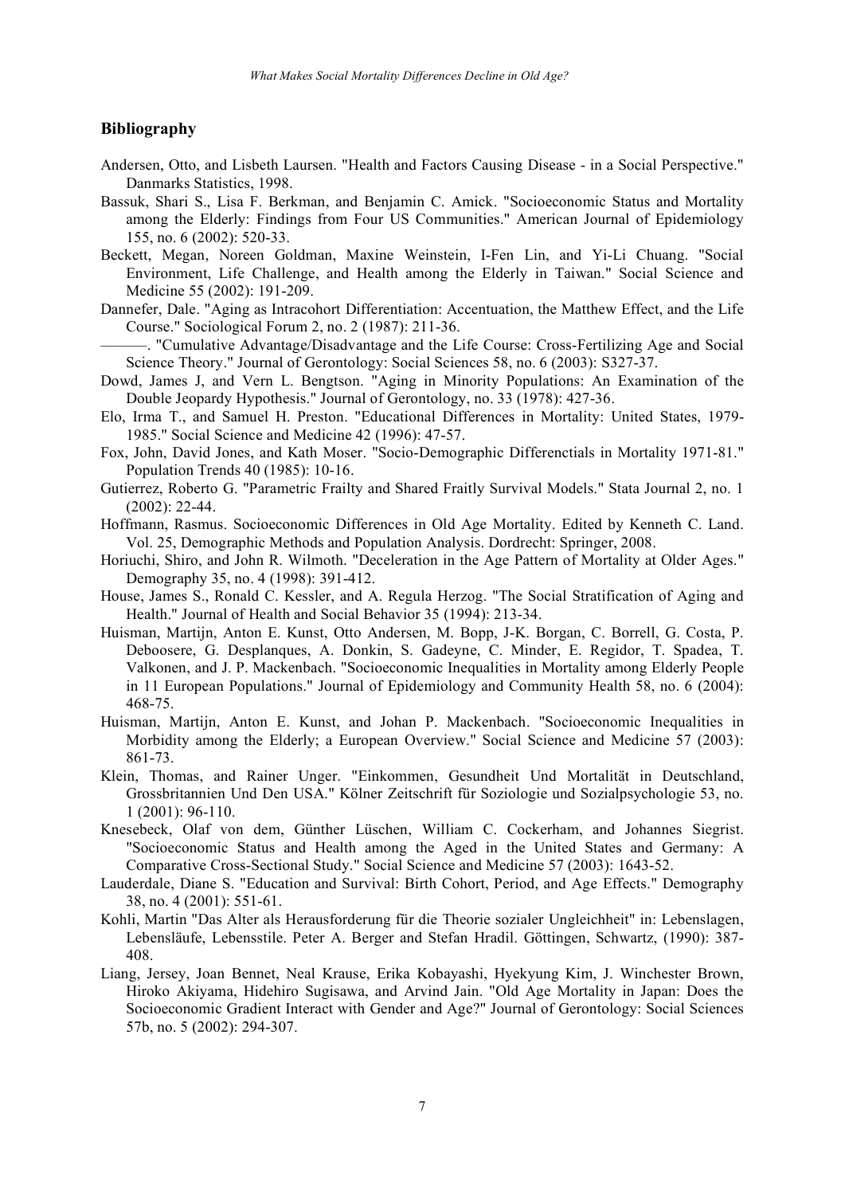## Bibliography

Andersen, Otto, and Lisbeth Laursen. "Health and Factors Causing Disease - in a Social Perspective." Danmarks Statistics, 1998.

Bassuk, Shari S., Lisa F. Berkman, and Benjamin C. Amick. "Socioeconomic Status and Mortality among the Elderly: Findings from Four US Communities." American Journal of Epidemiology 155, no. 6 (2002): 520-33.

Beckett, Megan, Noreen Goldman, Maxine Weinstein, I-Fen Lin, and Yi-Li Chuang. "Social Environment, Life Challenge, and Health among the Elderly in Taiwan." Social Science and Medicine 55 (2002): 191-209.

Dannefer, Dale. "Aging as Intracohort Differentiation: Accentuation, the Matthew Effect, and the Life Course." Sociological Forum 2, no. 2 (1987): 211-36.

———. "Cumulative Advantage/Disadvantage and the Life Course: Cross-Fertilizing Age and Social Science Theory." Journal of Gerontology: Social Sciences 58, no. 6 (2003): S327-37.

Dowd, James J, and Vern L. Bengtson. "Aging in Minority Populations: An Examination of the Double Jeopardy Hypothesis." Journal of Gerontology, no. 33 (1978): 427-36.

Elo, Irma T., and Samuel H. Preston. "Educational Differences in Mortality: United States, 1979-1985." Social Science and Medicine 42 (1996): 47-57.

Fox, John, David Jones, and Kath Moser. "Socio-Demographic Differenctials in Mortality 1971-81." Population Trends 40 (1985): 10-16.

Gutierrez, Roberto G. "Parametric Frailty and Shared Fraitly Survival Models." Stata Journal 2, no. 1 (2002): 22-44.

Hoffmann, Rasmus. Socioeconomic Differences in Old Age Mortality. Edited by Kenneth C. Land. Vol. 25, Demographic Methods and Population Analysis. Dordrecht: Springer, 2008.

Horiuchi, Shiro, and John R. Wilmoth. "Deceleration in the Age Pattern of Mortality at Older Ages." Demography 35, no. 4 (1998): 391-412.

House, James S., Ronald C. Kessler, and A. Regula Herzog. "The Social Stratification of Aging and Health." Journal of Health and Social Behavior 35 (1994): 213-34.

Huisman, Martijn, Anton E. Kunst, Otto Andersen, M. Bopp, J-K. Borgan, C. Borrell, G. Costa, P. Deboosere, G. Desplanques, A. Donkin, S. Gadeyne, C. Minder, E. Regidor, T. Spadea, T. Valkonen, and J. P. Mackenbach. "Socioeconomic Inequalities in Mortality among Elderly People in 11 European Populations." Journal of Epidemiology and Community Health 58, no. 6 (2004): 468-75.

Huisman, Martijn, Anton E. Kunst, and Johan P. Mackenbach. "Socioeconomic Inequalities in Morbidity among the Elderly; a European Overview." Social Science and Medicine 57 (2003): 861-73.

Klein, Thomas, and Rainer Unger. "Einkommen, Gesundheit Und Mortalität in Deutschland, Grossbritannien Und Den USA." Kölner Zeitschrift für Soziologie und Sozialpsychologie 53, no. 1 (2001): 96-110.

Knesebeck, Olaf von dem, Günther Lüschen, William C. Cockerham, and Johannes Siegrist. "Socioeconomic Status and Health among the Aged in the United States and Germany: A Comparative Cross-Sectional Study." Social Science and Medicine 57 (2003): 1643-52.

Lauderdale, Diane S. "Education and Survival: Birth Cohort, Period, and Age Effects." Demography 38, no. 4 (2001): 551-61.

Kohli, Martin "Das Alter als Herausforderung für die Theorie sozialer Ungleichheit" in: Lebenslagen, Lebensläufe, Lebensstile. Peter A. Berger and Stefan Hradil. Göttingen, Schwartz, (1990): 387-408.

Liang, Jersey, Joan Bennet, Neal Krause, Erika Kobayashi, Hyekyung Kim, J. Winchester Brown, Hiroko Akiyama, Hidehiro Sugisawa, and Arvind Jain. "Old Age Mortality in Japan: Does the Socioeconomic Gradient Interact with Gender and Age?" Journal of Gerontology: Social Sciences 57b, no. 5 (2002): 294-307.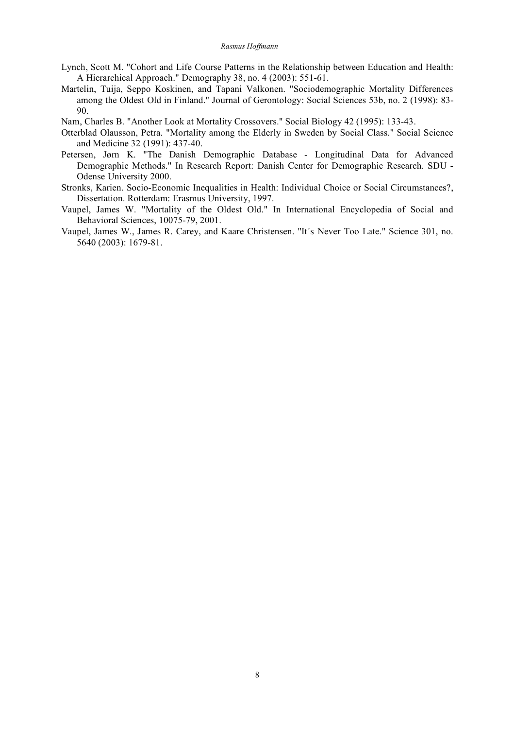Lynch, Scott M. "Cohort and Life Course Patterns in the Relationship between Education and Health: A Hierarchical Approach." Demography 38, no. 4 (2003): 551-61.

Martelin, Tuija, Seppo Koskinen, and Tapani Valkonen. "Sociodemographic Mortality Differences among the Oldest Old in Finland." Journal of Gerontology: Social Sciences 53b, no. 2 (1998): 83-90.

Nam, Charles B. "Another Look at Mortality Crossovers." Social Biology 42 (1995): 133-43.

Otterblad Olausson, Petra. "Mortality among the Elderly in Sweden by Social Class." Social Science and Medicine 32 (1991): 437-40.

Petersen, Jørn K. "The Danish Demographic Database - Longitudinal Data for Advanced Demographic Methods." In Research Report: Danish Center for Demographic Research. SDU - Odense University 2000.

Stronks, Karien. Socio-Economic Inequalities in Health: Individual Choice or Social Circumstances?, Dissertation. Rotterdam: Erasmus University, 1997.

Vaupel, James W. "Mortality of the Oldest Old." In International Encyclopedia of Social and Behavioral Sciences, 10075-79, 2001.

Vaupel, James W., James R. Carey, and Kaare Christensen. "It´s Never Too Late." Science 301, no. 5640 (2003): 1679-81.